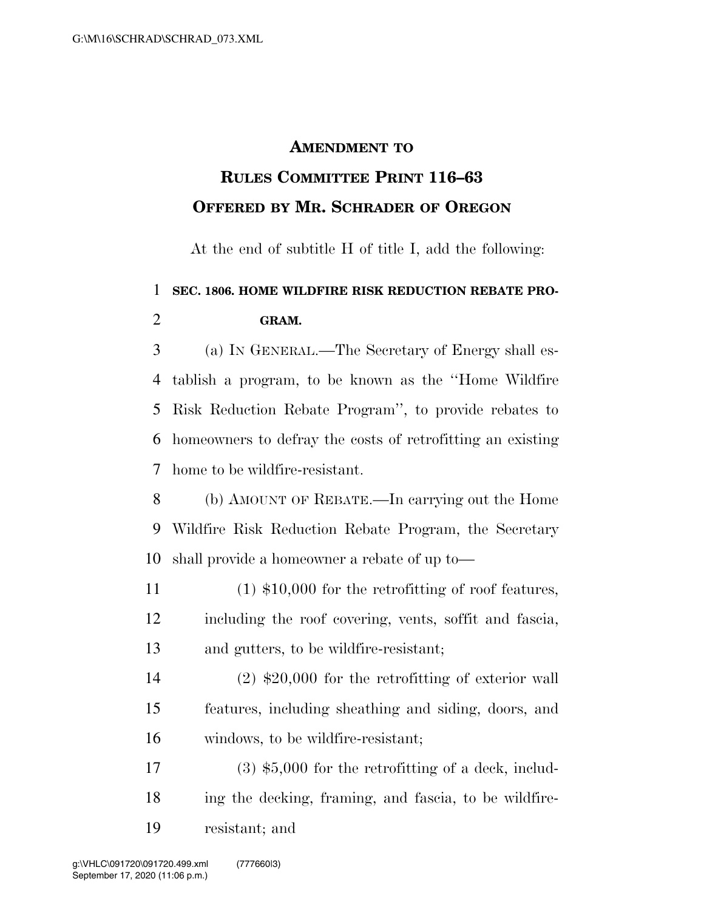**AMENDMENT TO**

**RULES COMMITTEE PRINT 116–63**

**OFFERED BY MR. SCHRADER OF OREGON**

At the end of subtitle H of title I, add the following:

**SEC. 1806. HOME WILDFIRE RISK REDUCTION REBATE PROGRAM.**

(a) IN GENERAL.—The Secretary of Energy shall establish a program, to be known as the ''Home Wildfire Risk Reduction Rebate Program'', to provide rebates to homeowners to defray the costs of retrofitting an existing home to be wildfire-resistant.

(b) AMOUNT OF REBATE.—In carrying out the Home Wildfire Risk Reduction Rebate Program, the Secretary shall provide a homeowner a rebate of up to—

(1) $10,000 for the retrofitting of roof features, including the roof covering, vents, soffit and fascia, and gutters, to be wildfire-resistant;

(2) $20,000 for the retrofitting of exterior wall features, including sheathing and siding, doors, and windows, to be wildfire-resistant;

(3) $5,000 for the retrofitting of a deck, including the decking, framing, and fascia, to be wildfire-resistant; and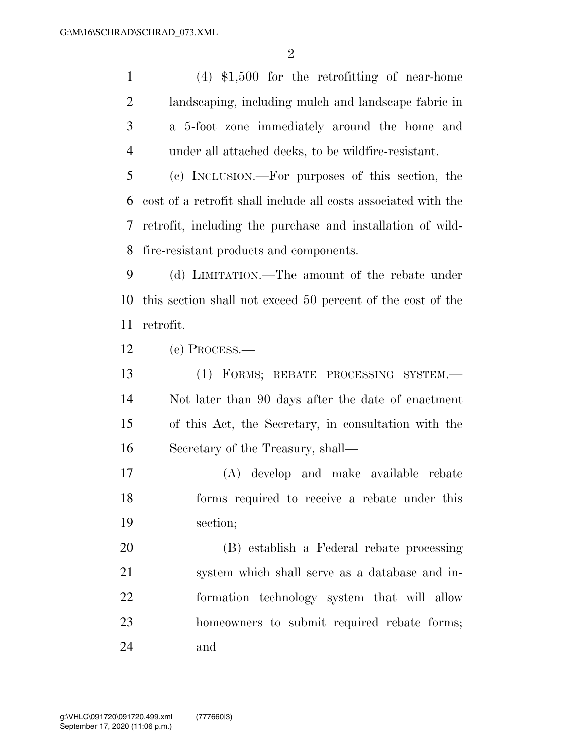(4) $1,500 for the retrofitting of near-home landscaping, including mulch and landscape fabric in a 5-foot zone immediately around the home and under all attached decks, to be wildfire-resistant.

(c) INCLUSION.—For purposes of this section, the cost of a retrofit shall include all costs associated with the retrofit, including the purchase and installation of wildfire-resistant products and components.

(d) LIMITATION.—The amount of the rebate under this section shall not exceed 50 percent of the cost of the retrofit.

(e) PROCESS.—

(1) FORMS; REBATE PROCESSING SYSTEM.— Not later than 90 days after the date of enactment of this Act, the Secretary, in consultation with the Secretary of the Treasury, shall—

(A) develop and make available rebate forms required to receive a rebate under this section;

(B) establish a Federal rebate processing system which shall serve as a database and information technology system that will allow homeowners to submit required rebate forms; and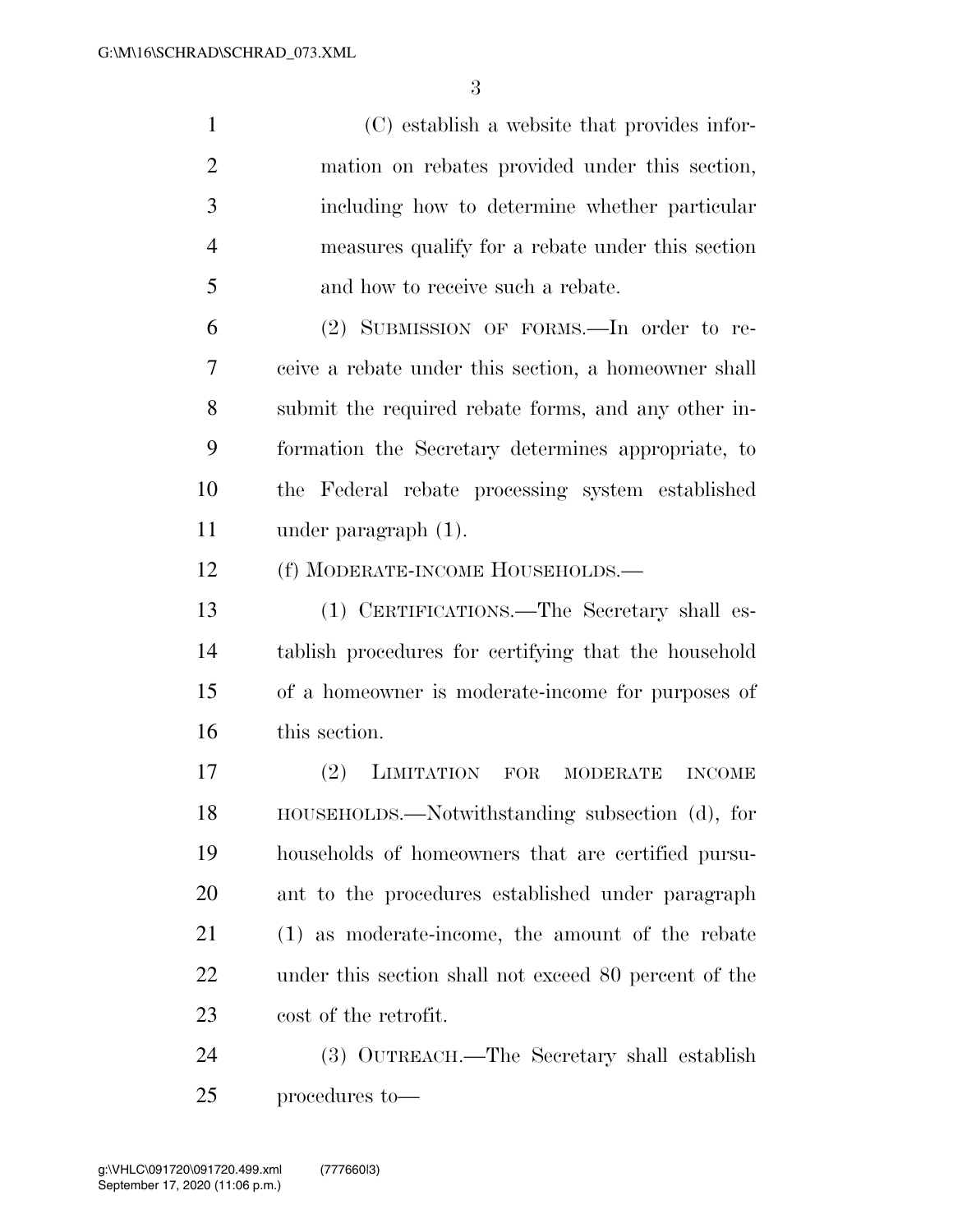(C) establish a website that provides information on rebates provided under this section, including how to determine whether particular measures qualify for a rebate under this section and how to receive such a rebate.

(2) SUBMISSION OF FORMS.—In order to receive a rebate under this section, a homeowner shall submit the required rebate forms, and any other information the Secretary determines appropriate, to the Federal rebate processing system established under paragraph (1).

(f) MODERATE-INCOME HOUSEHOLDS.—

(1) CERTIFICATIONS.—The Secretary shall establish procedures for certifying that the household of a homeowner is moderate-income for purposes of this section.

(2) LIMITATION FOR MODERATE INCOME HOUSEHOLDS.—Notwithstanding subsection (d), for households of homeowners that are certified pursuant to the procedures established under paragraph (1) as moderate-income, the amount of the rebate under this section shall not exceed 80 percent of the cost of the retrofit.

(3) OUTREACH.—The Secretary shall establish procedures to—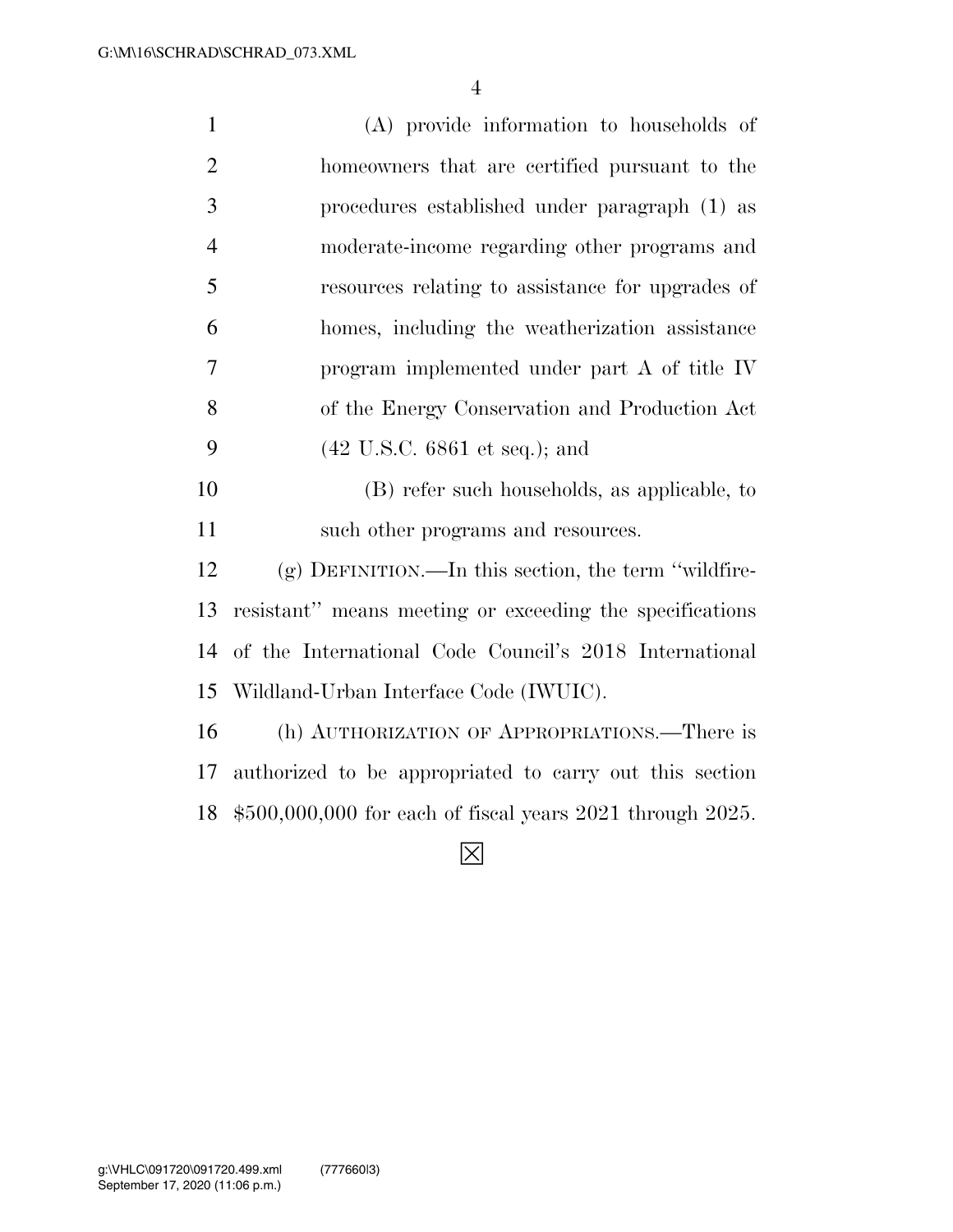(A) provide information to households of homeowners that are certified pursuant to the procedures established under paragraph (1) as moderate-income regarding other programs and resources relating to assistance for upgrades of homes, including the weatherization assistance program implemented under part A of title IV of the Energy Conservation and Production Act (42 U.S.C. 6861 et seq.); and

(B) refer such households, as applicable, to such other programs and resources.

(g) DEFINITION.—In this section, the term ''wildfire-resistant'' means meeting or exceeding the specifications of the International Code Council's 2018 International Wildland-Urban Interface Code (IWUIC).

(h) AUTHORIZATION OF APPROPRIATIONS.—There is authorized to be appropriated to carry out this section $500,000,000 for each of fiscal years 2021 through 2025.